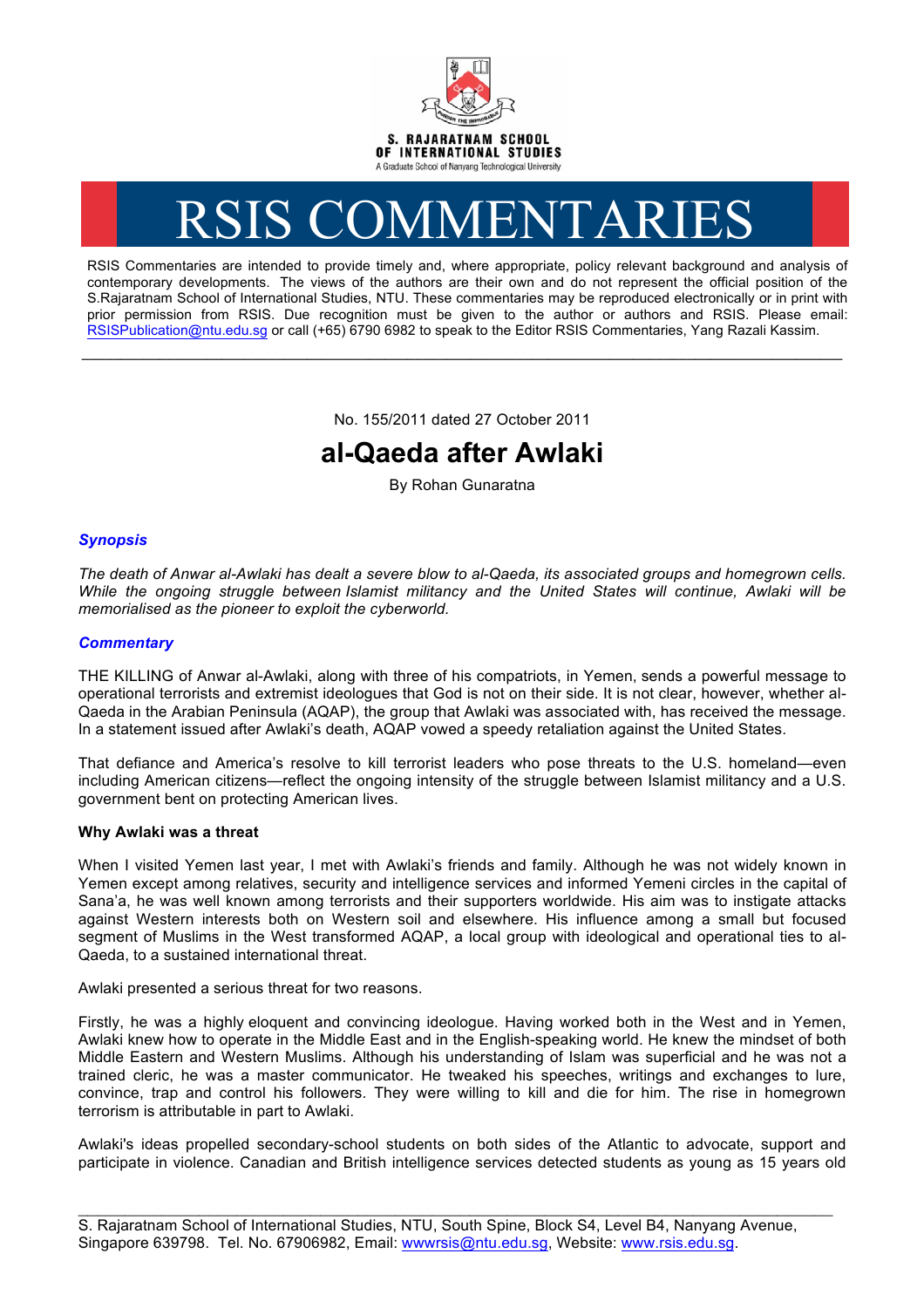S. RAJARATNAM SCHOOL OF INTERNATIONAL STUDIES
A Graduate School of Nanyang Technological University

# RSIS COMMENTARIES

RSIS Commentaries are intended to provide timely and, where appropriate, policy relevant background and analysis of contemporary developments. The views of the authors are their own and do not represent the official position of the S.Rajaratnam School of International Studies, NTU. These commentaries may be reproduced electronically or in print with prior permission from RSIS. Due recognition must be given to the author or authors and RSIS. Please email: RSISPublication@ntu.edu.sg or call (+65) 6790 6982 to speak to the Editor RSIS Commentaries, Yang Razali Kassim.

---

No. 155/2011 dated 27 October 2011

## al-Qaeda after Awlaki

By Rohan Gunaratna

### *Synopsis*

*The death of Anwar al-Awlaki has dealt a severe blow to al-Qaeda, its associated groups and homegrown cells. While the ongoing struggle between Islamist militancy and the United States will continue, Awlaki will be memorialised as the pioneer to exploit the cyberworld.*

### *Commentary*

THE KILLING of Anwar al-Awlaki, along with three of his compatriots, in Yemen, sends a powerful message to operational terrorists and extremist ideologues that God is not on their side. It is not clear, however, whether al-Qaeda in the Arabian Peninsula (AQAP), the group that Awlaki was associated with, has received the message. In a statement issued after Awlaki's death, AQAP vowed a speedy retaliation against the United States.

That defiance and America's resolve to kill terrorist leaders who pose threats to the U.S. homeland—even including American citizens—reflect the ongoing intensity of the struggle between Islamist militancy and a U.S. government bent on protecting American lives.

**Why Awlaki was a threat**

When I visited Yemen last year, I met with Awlaki's friends and family. Although he was not widely known in Yemen except among relatives, security and intelligence services and informed Yemeni circles in the capital of Sana'a, he was well known among terrorists and their supporters worldwide. His aim was to instigate attacks against Western interests both on Western soil and elsewhere. His influence among a small but focused segment of Muslims in the West transformed AQAP, a local group with ideological and operational ties to al-Qaeda, to a sustained international threat.

Awlaki presented a serious threat for two reasons.

Firstly, he was a highly eloquent and convincing ideologue. Having worked both in the West and in Yemen, Awlaki knew how to operate in the Middle East and in the English-speaking world. He knew the mindset of both Middle Eastern and Western Muslims. Although his understanding of Islam was superficial and he was not a trained cleric, he was a master communicator. He tweaked his speeches, writings and exchanges to lure, convince, trap and control his followers. They were willing to kill and die for him. The rise in homegrown terrorism is attributable in part to Awlaki.

Awlaki's ideas propelled secondary-school students on both sides of the Atlantic to advocate, support and participate in violence. Canadian and British intelligence services detected students as young as 15 years old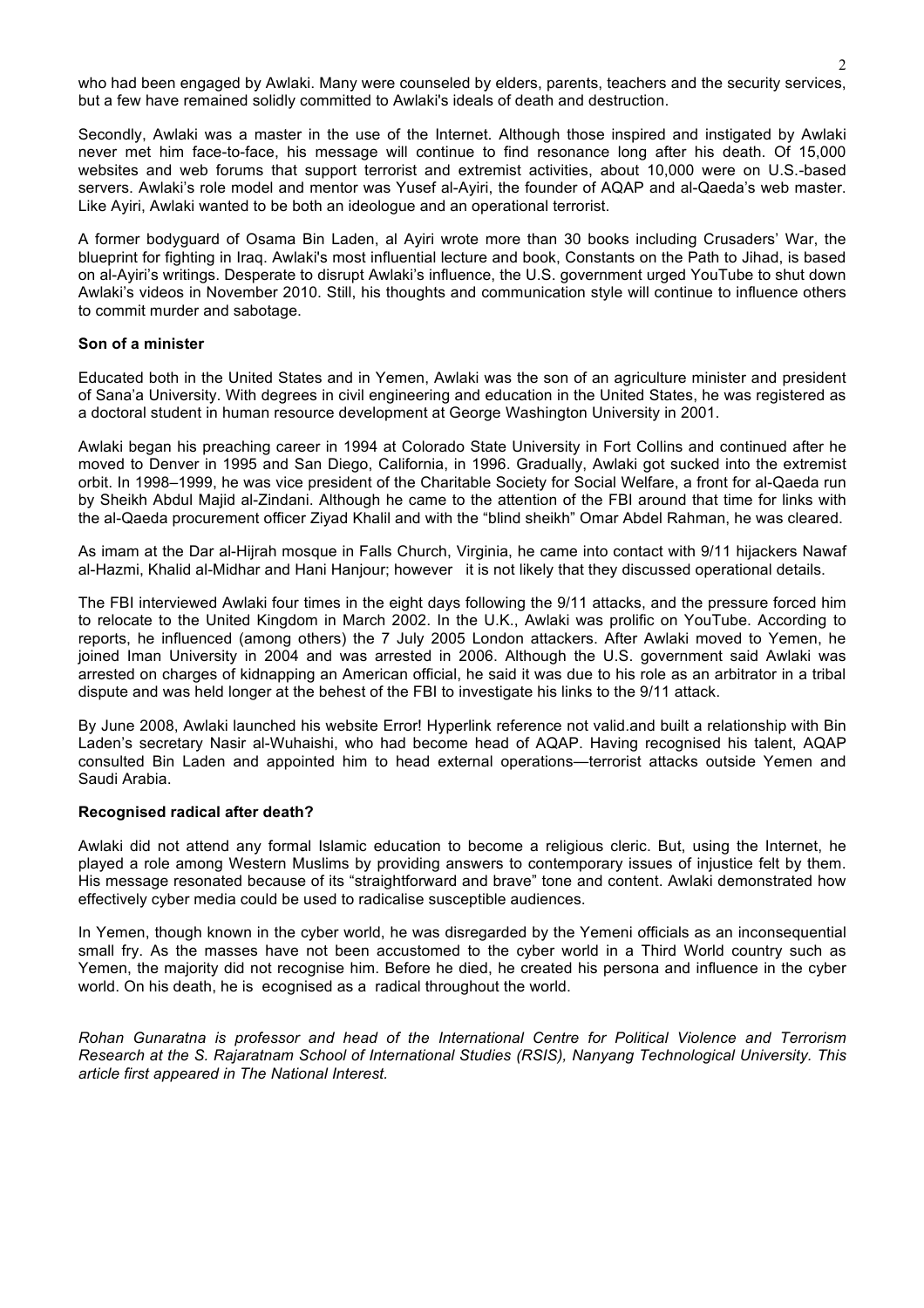who had been engaged by Awlaki. Many were counseled by elders, parents, teachers and the security services, but a few have remained solidly committed to Awlaki's ideals of death and destruction.

Secondly, Awlaki was a master in the use of the Internet. Although those inspired and instigated by Awlaki never met him face-to-face, his message will continue to find resonance long after his death. Of 15,000 websites and web forums that support terrorist and extremist activities, about 10,000 were on U.S.-based servers. Awlaki's role model and mentor was Yusef al-Ayiri, the founder of AQAP and al-Qaeda's web master. Like Ayiri, Awlaki wanted to be both an ideologue and an operational terrorist.

A former bodyguard of Osama Bin Laden, al Ayiri wrote more than 30 books including Crusaders' War, the blueprint for fighting in Iraq. Awlaki's most influential lecture and book, Constants on the Path to Jihad, is based on al-Ayiri's writings. Desperate to disrupt Awlaki's influence, the U.S. government urged YouTube to shut down Awlaki's videos in November 2010. Still, his thoughts and communication style will continue to influence others to commit murder and sabotage.

**Son of a minister**

Educated both in the United States and in Yemen, Awlaki was the son of an agriculture minister and president of Sana'a University. With degrees in civil engineering and education in the United States, he was registered as a doctoral student in human resource development at George Washington University in 2001.

Awlaki began his preaching career in 1994 at Colorado State University in Fort Collins and continued after he moved to Denver in 1995 and San Diego, California, in 1996. Gradually, Awlaki got sucked into the extremist orbit. In 1998–1999, he was vice president of the Charitable Society for Social Welfare, a front for al-Qaeda run by Sheikh Abdul Majid al-Zindani. Although he came to the attention of the FBI around that time for links with the al-Qaeda procurement officer Ziyad Khalil and with the "blind sheikh" Omar Abdel Rahman, he was cleared.

As imam at the Dar al-Hijrah mosque in Falls Church, Virginia, he came into contact with 9/11 hijackers Nawaf al-Hazmi, Khalid al-Midhar and Hani Hanjour; however it is not likely that they discussed operational details.

The FBI interviewed Awlaki four times in the eight days following the 9/11 attacks, and the pressure forced him to relocate to the United Kingdom in March 2002. In the U.K., Awlaki was prolific on YouTube. According to reports, he influenced (among others) the 7 July 2005 London attackers. After Awlaki moved to Yemen, he joined Iman University in 2004 and was arrested in 2006. Although the U.S. government said Awlaki was arrested on charges of kidnapping an American official, he said it was due to his role as an arbitrator in a tribal dispute and was held longer at the behest of the FBI to investigate his links to the 9/11 attack.

By June 2008, Awlaki launched his website Error! Hyperlink reference not valid.and built a relationship with Bin Laden's secretary Nasir al-Wuhaishi, who had become head of AQAP. Having recognised his talent, AQAP consulted Bin Laden and appointed him to head external operations—terrorist attacks outside Yemen and Saudi Arabia.

**Recognised radical after death?**

Awlaki did not attend any formal Islamic education to become a religious cleric. But, using the Internet, he played a role among Western Muslims by providing answers to contemporary issues of injustice felt by them. His message resonated because of its "straightforward and brave" tone and content. Awlaki demonstrated how effectively cyber media could be used to radicalise susceptible audiences.

In Yemen, though known in the cyber world, he was disregarded by the Yemeni officials as an inconsequential small fry. As the masses have not been accustomed to the cyber world in a Third World country such as Yemen, the majority did not recognise him. Before he died, he created his persona and influence in the cyber world. On his death, he is ecognised as a radical throughout the world.

*Rohan Gunaratna is professor and head of the International Centre for Political Violence and Terrorism Research at the S. Rajaratnam School of International Studies (RSIS), Nanyang Technological University. This article first appeared in The National Interest.*